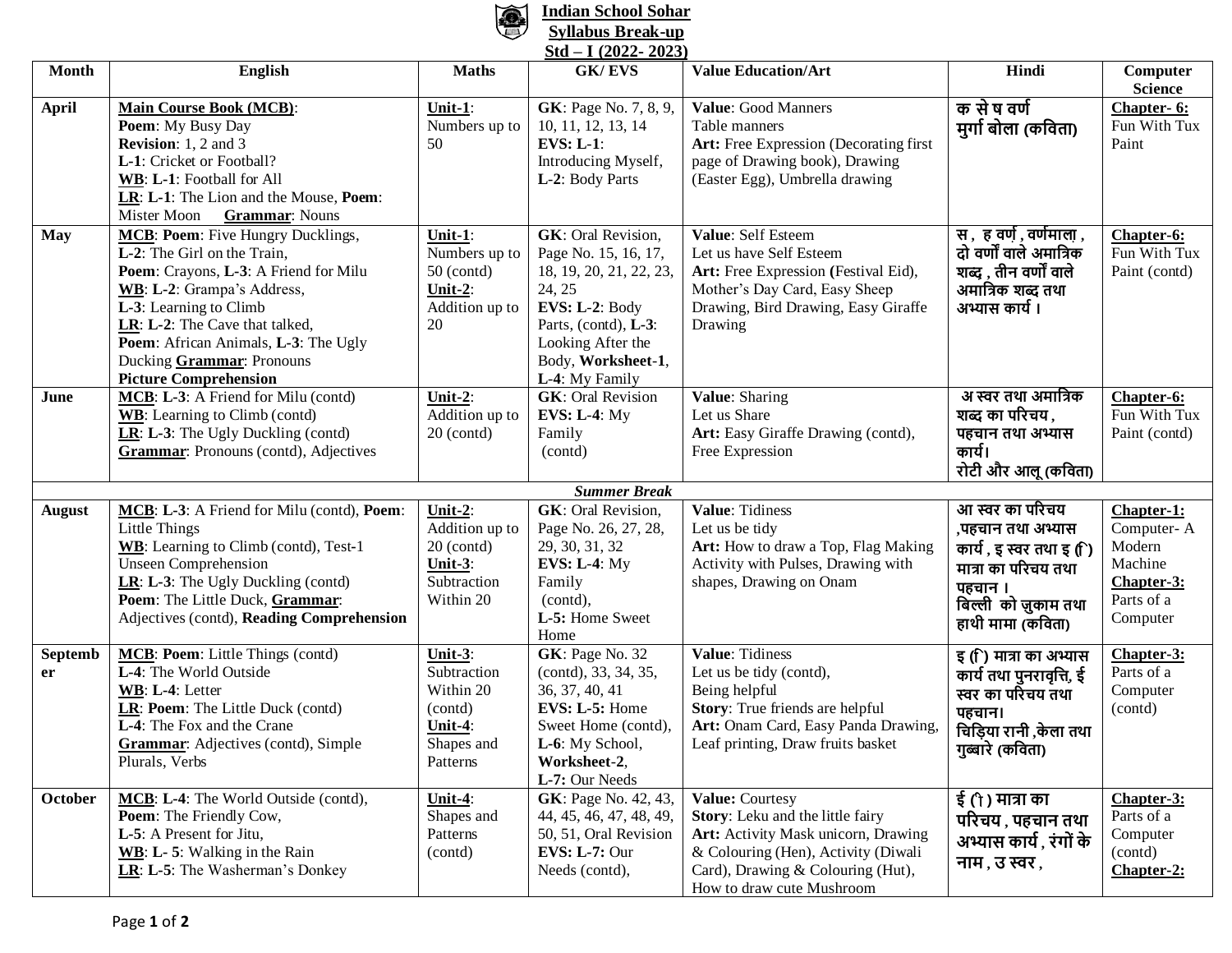# Indian School Sohar

## Syllabus Break-up

## Std – I (2022- 2023)

| Month | English | Maths | GK/ EVS | Value Education/Art | Hindi | Computer Science |
|---|---|---|---|---|---|---|
| April | **Main Course Book (MCB)**: **Poem**: My Busy Day **Revision**: 1, 2 and 3 **L-1**: Cricket or Football? **WB**: **L-1**: Football for All **LR**: **L-1**: The Lion and the Mouse, **Poem**: Mister Moon **Grammar**: Nouns | **Unit-1**: Numbers up to 50 | **GK**: Page No. 7, 8, 9, 10, 11, 12, 13, 14 **EVS: L-1**: Introducing Myself, **L-2**: Body Parts | **Value**: Good Manners Table manners **Art:** Free Expression (Decorating first page of Drawing book), Drawing (Easter Egg), Umbrella drawing | **क से ष वर्ण मुर्गा बोला (कविता)** | **Chapter- 6:** Fun With Tux Paint |
| May | **MCB**: **Poem**: Five Hungry Ducklings, **L-2**: The Girl on the Train, **Poem**: Crayons, **L-3**: A Friend for Milu **WB**: **L-2**: Grampa's Address, **L-3**: Learning to Climb **LR**: **L-2**: The Cave that talked, **Poem**: African Animals, **L-3**: The Ugly Ducking **Grammar**: Pronouns **Picture Comprehension** | **Unit-1**: Numbers up to 50 (contd) **Unit-2**: Addition up to 20 | **GK**: Oral Revision, Page No. 15, 16, 17, 18, 19, 20, 21, 22, 23, 24, 25 **EVS: L-2**: Body Parts, (contd), **L-3**: Looking After the Body, **Worksheet-1**, **L-4**: My Family | **Value**: Self Esteem Let us have Self Esteem **Art:** Free Expression **(**Festival Eid), Mother's Day Card, Easy Sheep Drawing, Bird Drawing, Easy Giraffe Drawing | **स , ह वर्ण , वर्णमाला , दो वर्णों वाले अमात्रिक शब्द , तीन वर्णों वाले अमात्रिक शब्द तथा अभ्यास कार्य ।** | **Chapter-6:** Fun With Tux Paint (contd) |
| June | **MCB**: **L-3**: A Friend for Milu (contd) **WB**: Learning to Climb (contd) **LR**: **L-3**: The Ugly Duckling (contd) **Grammar**: Pronouns (contd), Adjectives | **Unit-2**: Addition up to 20 (contd) | **GK**: Oral Revision **EVS: L-4**: My Family (contd) | **Value**: Sharing Let us Share **Art:** Easy Giraffe Drawing (contd), Free Expression | **अ स्वर तथा अमात्रिक शब्द का परिचय , पहचान तथा अभ्यास कार्य। रोटी और आलू (कविता)** | **Chapter-6:** Fun With Tux Paint (contd) |
| | | | ***Summer Break*** | | | |
| August | **MCB**: **L-3**: A Friend for Milu (contd), **Poem**: Little Things **WB**: Learning to Climb (contd), Test-1 Unseen Comprehension **LR**: **L-3**: The Ugly Duckling (contd) **Poem**: The Little Duck, **Grammar**: Adjectives (contd), **Reading Comprehension** | **Unit-2**: Addition up to 20 (contd) **Unit-3**: Subtraction Within 20 | **GK**: Oral Revision, Page No. 26, 27, 28, 29, 30, 31, 32 **EVS: L-4**: My Family (contd), **L-5:** Home Sweet Home | **Value**: Tidiness Let us be tidy **Art:** How to draw a Top, Flag Making Activity with Pulses, Drawing with shapes, Drawing on Onam | **आ स्वर का परिचय ,पहचान तथा अभ्यास कार्य , इ स्वर तथा इ (ि) मात्रा का परिचय तथा पहचान । बिल्ली को जुकाम तथा हाथी मामा (कविता)** | **Chapter-1:** Computer- A Modern Machine **Chapter-3:** Parts of a Computer |
| September | **MCB**: **Poem**: Little Things (contd) **L-4**: The World Outside **WB**: **L-4**: Letter **LR**: **Poem**: The Little Duck (contd) **L-4**: The Fox and the Crane **Grammar**: Adjectives (contd), Simple Plurals, Verbs | **Unit-3**: Subtraction Within 20 (contd) **Unit-4**: Shapes and Patterns | **GK**: Page No. 32 (contd), 33, 34, 35, 36, 37, 40, 41 **EVS: L-5:** Home Sweet Home (contd), **L-6**: My School, **Worksheet-2**, **L-7:** Our Needs | **Value**: Tidiness Let us be tidy (contd), Being helpful **Story**: True friends are helpful **Art:** Onam Card, Easy Panda Drawing, Leaf printing, Draw fruits basket | **इ (ि) मात्रा का अभ्यास कार्य तथा पुनरावृत्ति, ई स्वर का परिचय तथा पहचान। चिड़िया रानी ,केला तथा गुब्बारे (कविता)** | **Chapter-3:** Parts of a Computer (contd) |
| October | **MCB**: **L-4**: The World Outside (contd), **Poem**: The Friendly Cow, **L-5**: A Present for Jitu, **WB**: **L- 5**: Walking in the Rain **LR**: **L-5**: The Washerman's Donkey | **Unit-4**: Shapes and Patterns (contd) | **GK**: Page No. 42, 43, 44, 45, 46, 47, 48, 49, 50, 51, Oral Revision **EVS: L-7:** Our Needs (contd), | **Value:** Courtesy **Story**: Leku and the little fairy **Art:** Activity Mask unicorn, Drawing & Colouring (Hen), Activity (Diwali Card), Drawing & Colouring (Hut), How to draw cute Mushroom | **ई (ी) मात्रा का परिचय , पहचान तथा अभ्यास कार्य , रंगों के नाम , उ स्वर ,** | **Chapter-3:** Parts of a Computer (contd) **Chapter-2:** |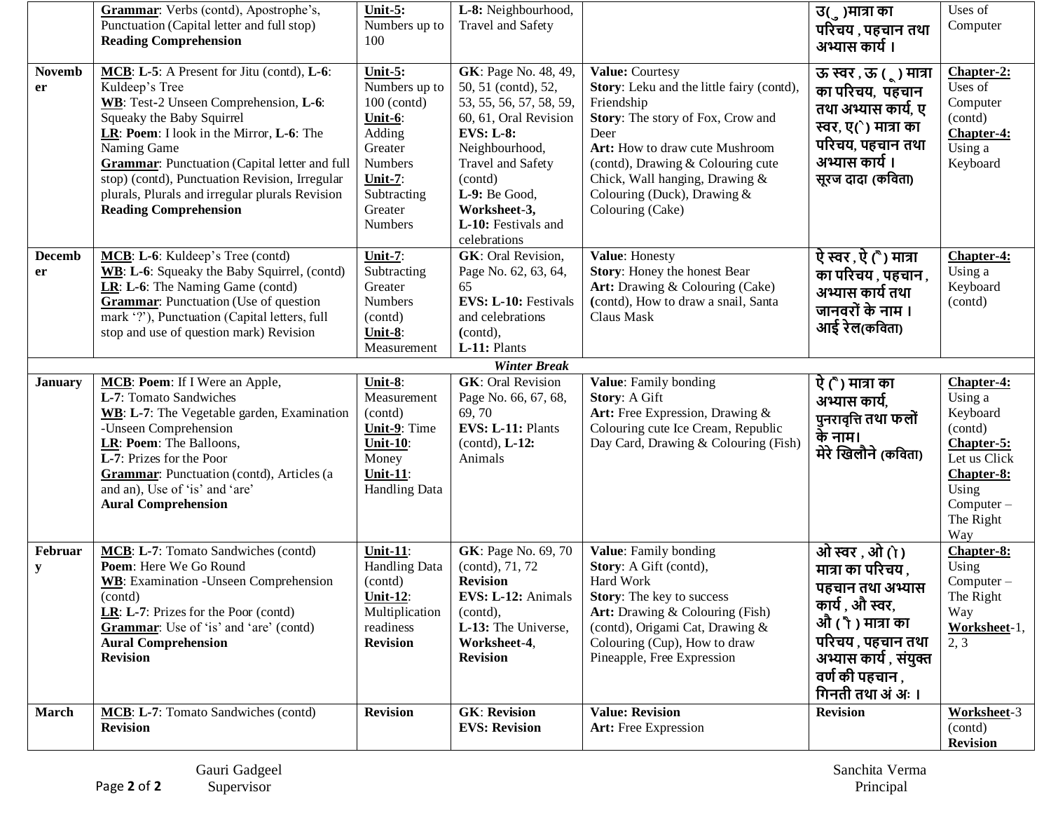| | | | | | | |
|---|---|---|---|---|---|---|
| | **Grammar**: Verbs (contd), Apostrophe's, Punctuation (Capital letter and full stop) **Reading Comprehension** | **Unit-5:** Numbers up to 100 | **L-8:** Neighbourhood, Travel and Safety | | उ( ु )मात्रा का परिचय , पहचान तथा अभ्यास कार्य । | Uses of Computer |
| **November** | **MCB**: **L-5**: A Present for Jitu (contd), **L-6**: Kuldeep's Tree **WB**: Test-2 Unseen Comprehension, **L-6**: Squeaky the Baby Squirrel **LR**: **Poem**: I look in the Mirror, **L-6**: The Naming Game **Grammar**: Punctuation (Capital letter and full stop) (contd), Punctuation Revision, Irregular plurals, Plurals and irregular plurals Revision **Reading Comprehension** | **Unit-5:** Numbers up to 100 (contd) **Unit-6**: Adding Greater Numbers **Unit-7**: Subtracting Greater Numbers | **GK**: Page No. 48, 49, 50, 51 (contd), 52, 53, 55, 56, 57, 58, 59, 60, 61, Oral Revision **EVS: L-8:** Neighbourhood, Travel and Safety (contd) **L-9:** Be Good, **Worksheet-3, L-10:** Festivals and celebrations | **Value:** Courtesy **Story**: Leku and the little fairy (contd), Friendship **Story**: The story of Fox, Crow and Deer **Art:** How to draw cute Mushroom (contd), Drawing & Colouring cute Chick, Wall hanging, Drawing & Colouring (Duck), Drawing & Colouring (Cake) | ऊ स्वर , ऊ ( ू ) मात्रा का परिचय, पहचान तथा अभ्यास कार्य, ए स्वर, ए( े ) मात्रा का परिचय, पहचान तथा अभ्यास कार्य । सूरज दादा (कविता) | **Chapter-2:** Uses of Computer (contd) **Chapter-4:** Using a Keyboard |
| **December** | **MCB**: **L-6**: Kuldeep's Tree (contd) **WB**: **L-6**: Squeaky the Baby Squirrel, (contd) **LR**: **L-6**: The Naming Game (contd) **Grammar**: Punctuation (Use of question mark '?'), Punctuation (Capital letters, full stop and use of question mark) Revision | **Unit-7**: Subtracting Greater Numbers (contd) **Unit-8**: Measurement | **GK**: Oral Revision, Page No. 62, 63, 64, 65 **EVS: L-10:** Festivals and celebrations (contd), **L-11:** Plants | **Value**: Honesty **Story**: Honey the honest Bear **Art:** Drawing & Colouring (Cake) (contd), How to draw a snail, Santa Claus Mask | ऐ स्वर , ऐ ( ै ) मात्रा का परिचय , पहचान , अभ्यास कार्य तथा जानवरों के नाम । आई रेल(कविता) | **Chapter-4:** Using a Keyboard (contd) |
| | | | ***Winter Break*** | | | |
| **January** | **MCB**: **Poem**: If I Were an Apple, **L-7**: Tomato Sandwiches **WB**: **L-7**: The Vegetable garden, Examination -Unseen Comprehension **LR**: **Poem**: The Balloons, **L-7**: Prizes for the Poor **Grammar**: Punctuation (contd), Articles (a and an), Use of 'is' and 'are' **Aural Comprehension** | **Unit-8**: Measurement (contd) **Unit-9**: Time **Unit-10**: Money **Unit-11**: Handling Data | **GK**: Oral Revision Page No. 66, 67, 68, 69, 70 **EVS: L-11:** Plants (contd), **L-12:** Animals | **Value**: Family bonding **Story**: A Gift **Art:** Free Expression, Drawing & Colouring cute Ice Cream, Republic Day Card, Drawing & Colouring (Fish) | ऐ ( ै ) मात्रा का अभ्यास कार्य, पुनरावृत्ति तथा फलों के नाम। मेरे खिलौने (कविता) | **Chapter-4:** Using a Keyboard (contd) **Chapter-5:** Let us Click **Chapter-8:** Using Computer – The Right Way |
| **February** | **MCB**: **L-7**: Tomato Sandwiches (contd) **Poem**: Here We Go Round **WB**: Examination -Unseen Comprehension (contd) **LR**: **L-7**: Prizes for the Poor (contd) **Grammar**: Use of 'is' and 'are' (contd) **Aural Comprehension** **Revision** | **Unit-11**: Handling Data (contd) **Unit-12**: Multiplication readiness **Revision** | **GK**: Page No. 69, 70 (contd), 71, 72 **Revision** **EVS: L-12:** Animals (contd), **L-13:** The Universe, **Worksheet-4**, **Revision** | **Value**: Family bonding **Story**: A Gift (contd), Hard Work **Story**: The key to success **Art:** Drawing & Colouring (Fish) (contd), Origami Cat, Drawing & Colouring (Cup), How to draw Pineapple, Free Expression | ओ स्वर , ओ ( ो ) मात्रा का परिचय , पहचान तथा अभ्यास कार्य , औ स्वर, औ ( ौ ) मात्रा का परिचय , पहचान तथा अभ्यास कार्य , संयुक्त वर्ण की पहचान , गिनती तथा अं अः । | **Chapter-8:** Using Computer – The Right Way **Worksheet**-1, 2, 3 |
| **March** | **MCB**: **L-7**: Tomato Sandwiches (contd) **Revision** | **Revision** | **GK**: **Revision** **EVS: Revision** | **Value: Revision** **Art:** Free Expression | **Revision** | **Worksheet**-3 (contd) **Revision** |

Gauri Gadgeel
Supervisor

Sanchita Verma
Principal